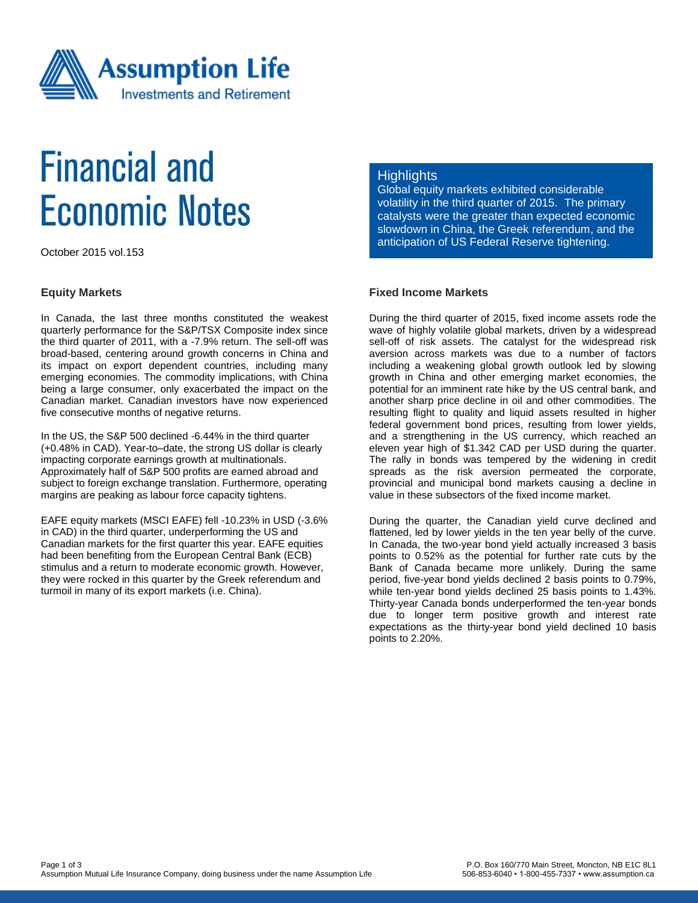# Financial and Economic Notes

October 2015 vol.153

## Highlights

Global equity markets exhibited considerable volatility in the third quarter of 2015. The primary catalysts were the greater than expected economic slowdown in China, the Greek referendum, and the anticipation of US Federal Reserve tightening.

### Equity Markets

In Canada, the last three months constituted the weakest quarterly performance for the S&P/TSX Composite index since the third quarter of 2011, with a -7.9% return. The sell-off was broad-based, centering around growth concerns in China and its impact on export dependent countries, including many emerging economies. The commodity implications, with China being a large consumer, only exacerbated the impact on the Canadian market. Canadian investors have now experienced five consecutive months of negative returns.

In the US, the S&P 500 declined -6.44% in the third quarter (+0.48% in CAD). Year-to–date, the strong US dollar is clearly impacting corporate earnings growth at multinationals. Approximately half of S&P 500 profits are earned abroad and subject to foreign exchange translation. Furthermore, operating margins are peaking as labour force capacity tightens.

EAFE equity markets (MSCI EAFE) fell -10.23% in USD (-3.6% in CAD) in the third quarter, underperforming the US and Canadian markets for the first quarter this year. EAFE equities had been benefiting from the European Central Bank (ECB) stimulus and a return to moderate economic growth. However, they were rocked in this quarter by the Greek referendum and turmoil in many of its export markets (i.e. China).

### Fixed Income Markets

During the third quarter of 2015, fixed income assets rode the wave of highly volatile global markets, driven by a widespread sell-off of risk assets. The catalyst for the widespread risk aversion across markets was due to a number of factors including a weakening global growth outlook led by slowing growth in China and other emerging market economies, the potential for an imminent rate hike by the US central bank, and another sharp price decline in oil and other commodities. The resulting flight to quality and liquid assets resulted in higher federal government bond prices, resulting from lower yields, and a strengthening in the US currency, which reached an eleven year high of $1.342 CAD per USD during the quarter. The rally in bonds was tempered by the widening in credit spreads as the risk aversion permeated the corporate, provincial and municipal bond markets causing a decline in value in these subsectors of the fixed income market.

During the quarter, the Canadian yield curve declined and flattened, led by lower yields in the ten year belly of the curve. In Canada, the two-year bond yield actually increased 3 basis points to 0.52% as the potential for further rate cuts by the Bank of Canada became more unlikely. During the same period, five-year bond yields declined 2 basis points to 0.79%, while ten-year bond yields declined 25 basis points to 1.43%. Thirty-year Canada bonds underperformed the ten-year bonds due to longer term positive growth and interest rate expectations as the thirty-year bond yield declined 10 basis points to 2.20%.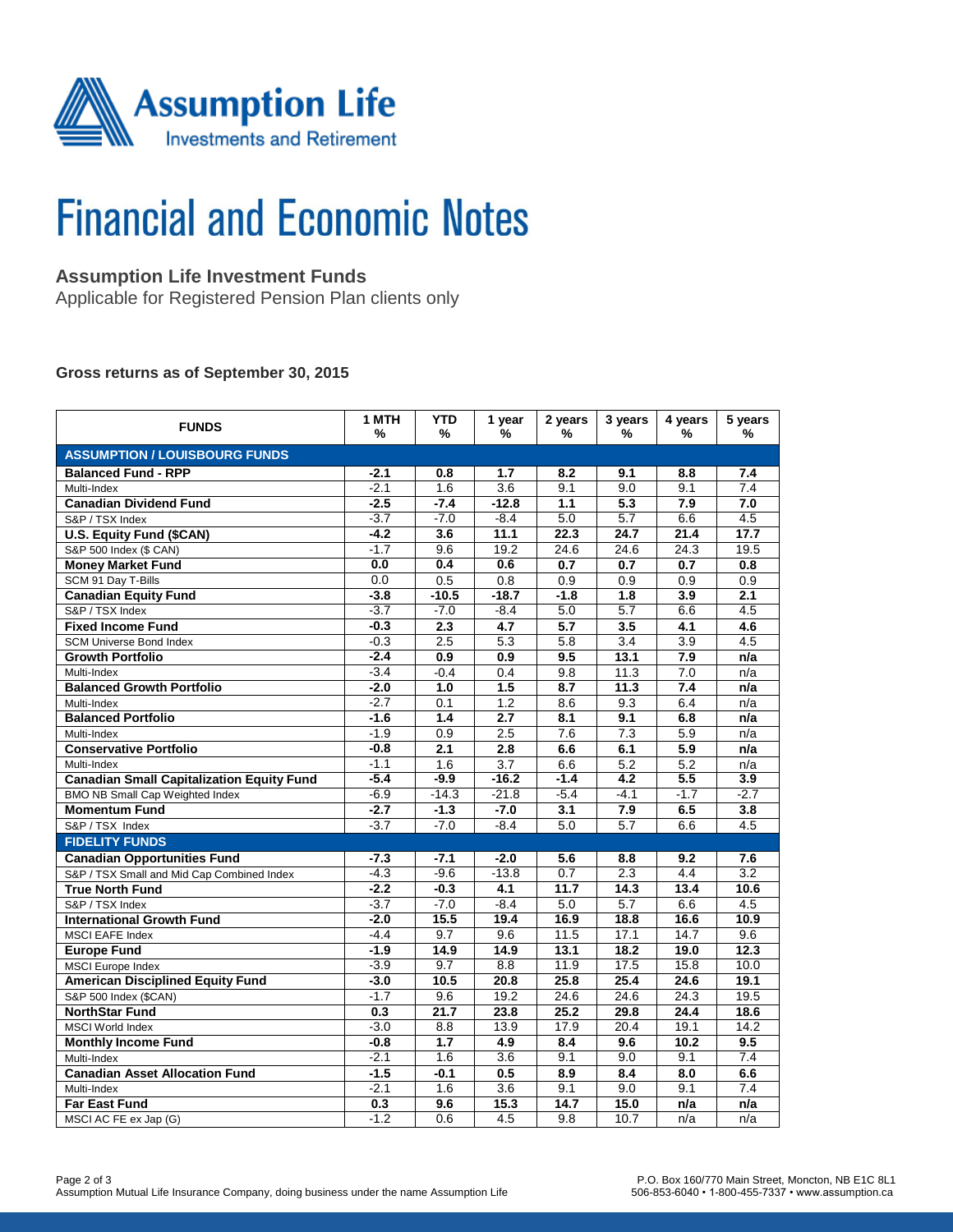Assumption Life
Investments and Retirement

# Financial and Economic Notes

## Assumption Life Investment Funds

Applicable for Registered Pension Plan clients only

### Gross returns as of September 30, 2015

| FUNDS | 1 MTH % | YTD % | 1 year % | 2 years % | 3 years % | 4 years % | 5 years % |
|---|---|---|---|---|---|---|---|
| **ASSUMPTION / LOUISBOURG FUNDS** | | | | | | | |
| **Balanced Fund - RPP** | **-2.1** | **0.8** | **1.7** | **8.2** | **9.1** | **8.8** | **7.4** |
| Multi-Index | -2.1 | 1.6 | 3.6 | 9.1 | 9.0 | 9.1 | 7.4 |
| **Canadian Dividend Fund** | **-2.5** | **-7.4** | **-12.8** | **1.1** | **5.3** | **7.9** | **7.0** |
| S&P / TSX Index | -3.7 | -7.0 | -8.4 | 5.0 | 5.7 | 6.6 | 4.5 |
| **U.S. Equity Fund ($CAN)** | **-4.2** | **3.6** | **11.1** | **22.3** | **24.7** | **21.4** | **17.7** |
| S&P 500 Index ($ CAN) | -1.7 | 9.6 | 19.2 | 24.6 | 24.6 | 24.3 | 19.5 |
| **Money Market Fund** | **0.0** | **0.4** | **0.6** | **0.7** | **0.7** | **0.7** | **0.8** |
| SCM 91 Day T-Bills | 0.0 | 0.5 | 0.8 | 0.9 | 0.9 | 0.9 | 0.9 |
| **Canadian Equity Fund** | **-3.8** | **-10.5** | **-18.7** | **-1.8** | **1.8** | **3.9** | **2.1** |
| S&P / TSX Index | -3.7 | -7.0 | -8.4 | 5.0 | 5.7 | 6.6 | 4.5 |
| **Fixed Income Fund** | **-0.3** | **2.3** | **4.7** | **5.7** | **3.5** | **4.1** | **4.6** |
| SCM Universe Bond Index | -0.3 | 2.5 | 5.3 | 5.8 | 3.4 | 3.9 | 4.5 |
| **Growth Portfolio** | **-2.4** | **0.9** | **0.9** | **9.5** | **13.1** | **7.9** | **n/a** |
| Multi-Index | -3.4 | -0.4 | 0.4 | 9.8 | 11.3 | 7.0 | n/a |
| **Balanced Growth Portfolio** | **-2.0** | **1.0** | **1.5** | **8.7** | **11.3** | **7.4** | **n/a** |
| Multi-Index | -2.7 | 0.1 | 1.2 | 8.6 | 9.3 | 6.4 | n/a |
| **Balanced Portfolio** | **-1.6** | **1.4** | **2.7** | **8.1** | **9.1** | **6.8** | **n/a** |
| Multi-Index | -1.9 | 0.9 | 2.5 | 7.6 | 7.3 | 5.9 | n/a |
| **Conservative Portfolio** | **-0.8** | **2.1** | **2.8** | **6.6** | **6.1** | **5.9** | **n/a** |
| Multi-Index | -1.1 | 1.6 | 3.7 | 6.6 | 5.2 | 5.2 | n/a |
| **Canadian Small Capitalization Equity Fund** | **-5.4** | **-9.9** | **-16.2** | **-1.4** | **4.2** | **5.5** | **3.9** |
| BMO NB Small Cap Weighted Index | -6.9 | -14.3 | -21.8 | -5.4 | -4.1 | -1.7 | -2.7 |
| **Momentum Fund** | **-2.7** | **-1.3** | **-7.0** | **3.1** | **7.9** | **6.5** | **3.8** |
| S&P / TSX Index | -3.7 | -7.0 | -8.4 | 5.0 | 5.7 | 6.6 | 4.5 |
| **FIDELITY FUNDS** | | | | | | | |
| **Canadian Opportunities Fund** | **-7.3** | **-7.1** | **-2.0** | **5.6** | **8.8** | **9.2** | **7.6** |
| S&P / TSX Small and Mid Cap Combined Index | -4.3 | -9.6 | -13.8 | 0.7 | 2.3 | 4.4 | 3.2 |
| **True North Fund** | **-2.2** | **-0.3** | **4.1** | **11.7** | **14.3** | **13.4** | **10.6** |
| S&P / TSX Index | -3.7 | -7.0 | -8.4 | 5.0 | 5.7 | 6.6 | 4.5 |
| **International Growth Fund** | **-2.0** | **15.5** | **19.4** | **16.9** | **18.8** | **16.6** | **10.9** |
| MSCI EAFE Index | -4.4 | 9.7 | 9.6 | 11.5 | 17.1 | 14.7 | 9.6 |
| **Europe Fund** | **-1.9** | **14.9** | **14.9** | **13.1** | **18.2** | **19.0** | **12.3** |
| MSCI Europe Index | -3.9 | 9.7 | 8.8 | 11.9 | 17.5 | 15.8 | 10.0 |
| **American Disciplined Equity Fund** | **-3.0** | **10.5** | **20.8** | **25.8** | **25.4** | **24.6** | **19.1** |
| S&P 500 Index ($CAN) | -1.7 | 9.6 | 19.2 | 24.6 | 24.6 | 24.3 | 19.5 |
| **NorthStar Fund** | **0.3** | **21.7** | **23.8** | **25.2** | **29.8** | **24.4** | **18.6** |
| MSCI World Index | -3.0 | 8.8 | 13.9 | 17.9 | 20.4 | 19.1 | 14.2 |
| **Monthly Income Fund** | **-0.8** | **1.7** | **4.9** | **8.4** | **9.6** | **10.2** | **9.5** |
| Multi-Index | -2.1 | 1.6 | 3.6 | 9.1 | 9.0 | 9.1 | 7.4 |
| **Canadian Asset Allocation Fund** | **-1.5** | **-0.1** | **0.5** | **8.9** | **8.4** | **8.0** | **6.6** |
| Multi-Index | -2.1 | 1.6 | 3.6 | 9.1 | 9.0 | 9.1 | 7.4 |
| **Far East Fund** | **0.3** | **9.6** | **15.3** | **14.7** | **15.0** | **n/a** | **n/a** |
| MSCI AC FE ex Jap (G) | -1.2 | 0.6 | 4.5 | 9.8 | 10.7 | n/a | n/a |

Assumption Mutual Life Insurance Company, doing business under the name Assumption Life

P.O. Box 160/770 Main Street, Moncton, NB E1C 8L1
506-853-6040 • 1-800-455-7337 • www.assumption.ca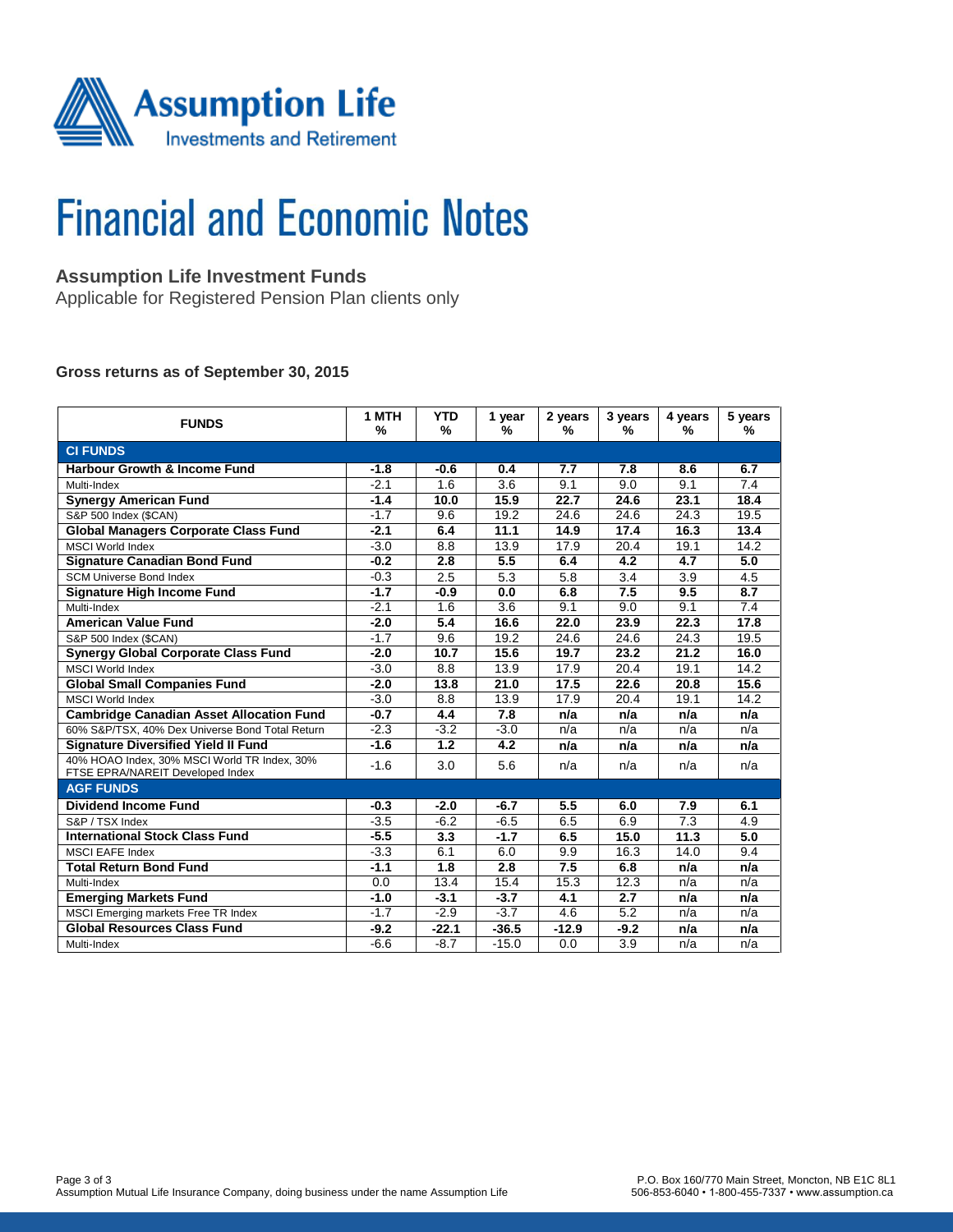Assumption Life
Investments and Retirement

# Financial and Economic Notes

## Assumption Life Investment Funds

Applicable for Registered Pension Plan clients only

### Gross returns as of September 30, 2015

| FUNDS | 1 MTH % | YTD % | 1 year % | 2 years % | 3 years % | 4 years % | 5 years % |
|---|---|---|---|---|---|---|---|
| **CI FUNDS** | | | | | | | |
| **Harbour Growth & Income Fund** | **-1.8** | **-0.6** | **0.4** | **7.7** | **7.8** | **8.6** | **6.7** |
| Multi-Index | -2.1 | 1.6 | 3.6 | 9.1 | 9.0 | 9.1 | 7.4 |
| **Synergy American Fund** | **-1.4** | **10.0** | **15.9** | **22.7** | **24.6** | **23.1** | **18.4** |
| S&P 500 Index ($CAN) | -1.7 | 9.6 | 19.2 | 24.6 | 24.6 | 24.3 | 19.5 |
| **Global Managers Corporate Class Fund** | **-2.1** | **6.4** | **11.1** | **14.9** | **17.4** | **16.3** | **13.4** |
| MSCI World Index | -3.0 | 8.8 | 13.9 | 17.9 | 20.4 | 19.1 | 14.2 |
| **Signature Canadian Bond Fund** | **-0.2** | **2.8** | **5.5** | **6.4** | **4.2** | **4.7** | **5.0** |
| SCM Universe Bond Index | -0.3 | 2.5 | 5.3 | 5.8 | 3.4 | 3.9 | 4.5 |
| **Signature High Income Fund** | **-1.7** | **-0.9** | **0.0** | **6.8** | **7.5** | **9.5** | **8.7** |
| Multi-Index | -2.1 | 1.6 | 3.6 | 9.1 | 9.0 | 9.1 | 7.4 |
| **American Value Fund** | **-2.0** | **5.4** | **16.6** | **22.0** | **23.9** | **22.3** | **17.8** |
| S&P 500 Index ($CAN) | -1.7 | 9.6 | 19.2 | 24.6 | 24.6 | 24.3 | 19.5 |
| **Synergy Global Corporate Class Fund** | **-2.0** | **10.7** | **15.6** | **19.7** | **23.2** | **21.2** | **16.0** |
| MSCI World Index | -3.0 | 8.8 | 13.9 | 17.9 | 20.4 | 19.1 | 14.2 |
| **Global Small Companies Fund** | **-2.0** | **13.8** | **21.0** | **17.5** | **22.6** | **20.8** | **15.6** |
| MSCI World Index | -3.0 | 8.8 | 13.9 | 17.9 | 20.4 | 19.1 | 14.2 |
| **Cambridge Canadian Asset Allocation Fund** | **-0.7** | **4.4** | **7.8** | **n/a** | **n/a** | **n/a** | **n/a** |
| 60% S&P/TSX, 40% Dex Universe Bond Total Return | -2.3 | -3.2 | -3.0 | n/a | n/a | n/a | n/a |
| **Signature Diversified Yield II Fund** | **-1.6** | **1.2** | **4.2** | **n/a** | **n/a** | **n/a** | **n/a** |
| 40% HOAO Index, 30% MSCI World TR Index, 30% FTSE EPRA/NAREIT Developed Index | -1.6 | 3.0 | 5.6 | n/a | n/a | n/a | n/a |
| **AGF FUNDS** | | | | | | | |
| **Dividend Income Fund** | **-0.3** | **-2.0** | **-6.7** | **5.5** | **6.0** | **7.9** | **6.1** |
| S&P / TSX Index | -3.5 | -6.2 | -6.5 | 6.5 | 6.9 | 7.3 | 4.9 |
| **International Stock Class Fund** | **-5.5** | **3.3** | **-1.7** | **6.5** | **15.0** | **11.3** | **5.0** |
| MSCI EAFE Index | -3.3 | 6.1 | 6.0 | 9.9 | 16.3 | 14.0 | 9.4 |
| **Total Return Bond Fund** | **-1.1** | **1.8** | **2.8** | **7.5** | **6.8** | **n/a** | **n/a** |
| Multi-Index | 0.0 | 13.4 | 15.4 | 15.3 | 12.3 | n/a | n/a |
| **Emerging Markets Fund** | **-1.0** | **-3.1** | **-3.7** | **4.1** | **2.7** | **n/a** | **n/a** |
| MSCI Emerging markets Free TR Index | -1.7 | -2.9 | -3.7 | 4.6 | 5.2 | n/a | n/a |
| **Global Resources Class Fund** | **-9.2** | **-22.1** | **-36.5** | **-12.9** | **-9.2** | **n/a** | **n/a** |
| Multi-Index | -6.6 | -8.7 | -15.0 | 0.0 | 3.9 | n/a | n/a |

Assumption Mutual Life Insurance Company, doing business under the name Assumption Life

P.O. Box 160/770 Main Street, Moncton, NB E1C 8L1
506-853-6040 • 1-800-455-7337 • www.assumption.ca